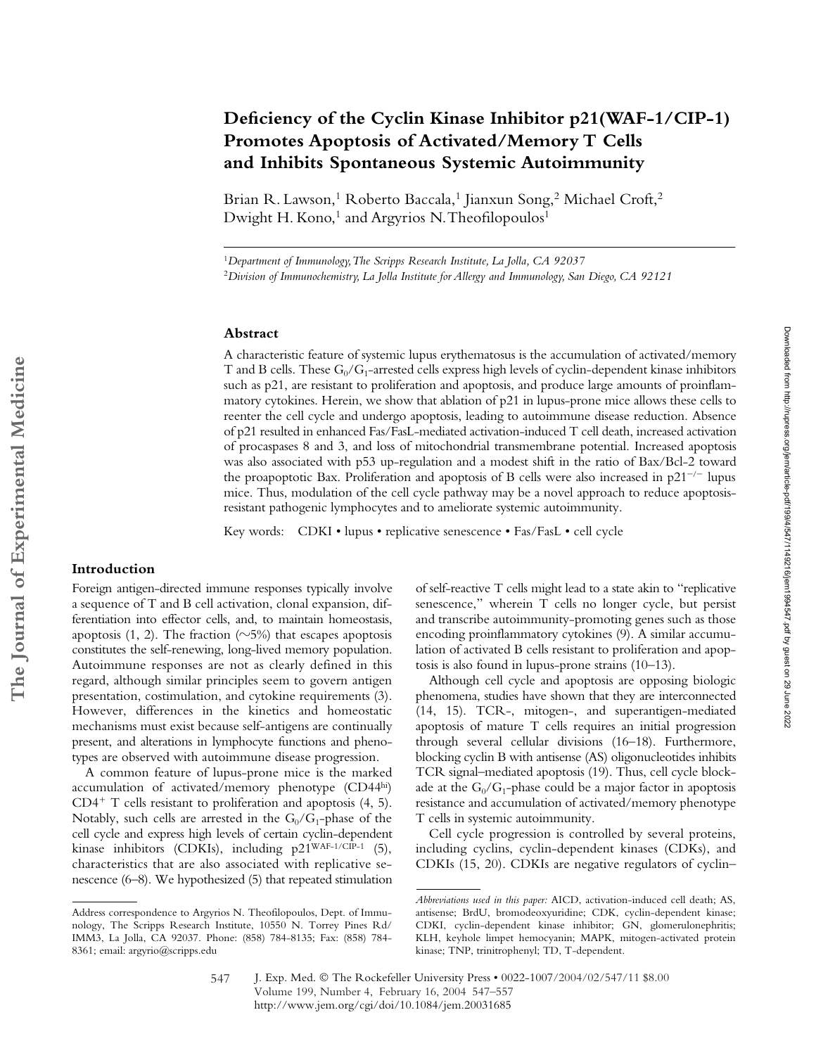# Deficiency of the Cyclin Kinase Inhibitor p21(WAF-1/CIP-1) Promotes Apoptosis of Activated/Memory T Cells and Inhibits Spontaneous Systemic Autoimmunity

Brian R. Lawson,[1] Roberto Baccala,[1] Jianxun Song,[2] Michael Croft,[2] Dwight H. Kono,[1] and Argyrios N. Theofilopoulos[1]

[1]*Department of Immunology, The Scripps Research Institute, La Jolla, CA 92037*
[2]*Division of Immunochemistry, La Jolla Institute for Allergy and Immunology, San Diego, CA 92121*

## Abstract

A characteristic feature of systemic lupus erythematosus is the accumulation of activated/memory T and B cells. These $G_0/G_1$-arrested cells express high levels of cyclin-dependent kinase inhibitors such as p21, are resistant to proliferation and apoptosis, and produce large amounts of proinflammatory cytokines. Herein, we show that ablation of p21 in lupus-prone mice allows these cells to reenter the cell cycle and undergo apoptosis, leading to autoimmune disease reduction. Absence of p21 resulted in enhanced Fas/FasL-mediated activation-induced T cell death, increased activation of procaspases 8 and 3, and loss of mitochondrial transmembrane potential. Increased apoptosis was also associated with p53 up-regulation and a modest shift in the ratio of Bax/Bcl-2 toward the proapoptotic Bax. Proliferation and apoptosis of B cells were also increased in $p21^{-/-}$ lupus mice. Thus, modulation of the cell cycle pathway may be a novel approach to reduce apoptosis-resistant pathogenic lymphocytes and to ameliorate systemic autoimmunity.

Key words: CDKI • lupus • replicative senescence • Fas/FasL • cell cycle

## Introduction

Foreign antigen-directed immune responses typically involve a sequence of T and B cell activation, clonal expansion, differentiation into effector cells, and, to maintain homeostasis, apoptosis (1, 2). The fraction (~5%) that escapes apoptosis constitutes the self-renewing, long-lived memory population. Autoimmune responses are not as clearly defined in this regard, although similar principles seem to govern antigen presentation, costimulation, and cytokine requirements (3). However, differences in the kinetics and homeostatic mechanisms must exist because self-antigens are continually present, and alterations in lymphocyte functions and phenotypes are observed with autoimmune disease progression.

A common feature of lupus-prone mice is the marked accumulation of activated/memory phenotype ($CD44^{hi}$) $CD4^+$ T cells resistant to proliferation and apoptosis (4, 5). Notably, such cells are arrested in the $G_0/G_1$-phase of the cell cycle and express high levels of certain cyclin-dependent kinase inhibitors (CDKIs), including $p21^{WAF-1/CIP-1}$ (5), characteristics that are also associated with replicative senescence (6–8). We hypothesized (5) that repeated stimulation of self-reactive T cells might lead to a state akin to "replicative senescence," wherein T cells no longer cycle, but persist and transcribe autoimmunity-promoting genes such as those encoding proinflammatory cytokines (9). A similar accumulation of activated B cells resistant to proliferation and apoptosis is also found in lupus-prone strains (10–13).

Although cell cycle and apoptosis are opposing biologic phenomena, studies have shown that they are interconnected (14, 15). TCR-, mitogen-, and superantigen-mediated apoptosis of mature T cells requires an initial progression through several cellular divisions (16–18). Furthermore, blocking cyclin B with antisense (AS) oligonucleotides inhibits TCR signal–mediated apoptosis (19). Thus, cell cycle blockade at the $G_0/G_1$-phase could be a major factor in apoptosis resistance and accumulation of activated/memory phenotype T cells in systemic autoimmunity.

Cell cycle progression is controlled by several proteins, including cyclins, cyclin-dependent kinases (CDKs), and CDKIs (15, 20). CDKIs are negative regulators of cyclin–

---

Address correspondence to Argyrios N. Theofilopoulos, Dept. of Immunology, The Scripps Research Institute, 10550 N. Torrey Pines Rd/IMM3, La Jolla, CA 92037. Phone: (858) 784-8135; Fax: (858) 784-8361; email: argyrio@scripps.edu

*Abbreviations used in this paper:* AICD, activation-induced cell death; AS, antisense; BrdU, bromodeoxyuridine; CDK, cyclin-dependent kinase; CDKI, cyclin-dependent kinase inhibitor; GN, glomerulonephritis; KLH, keyhole limpet hemocyanin; MAPK, mitogen-activated protein kinase; TNP, trinitrophenyl; TD, T-dependent.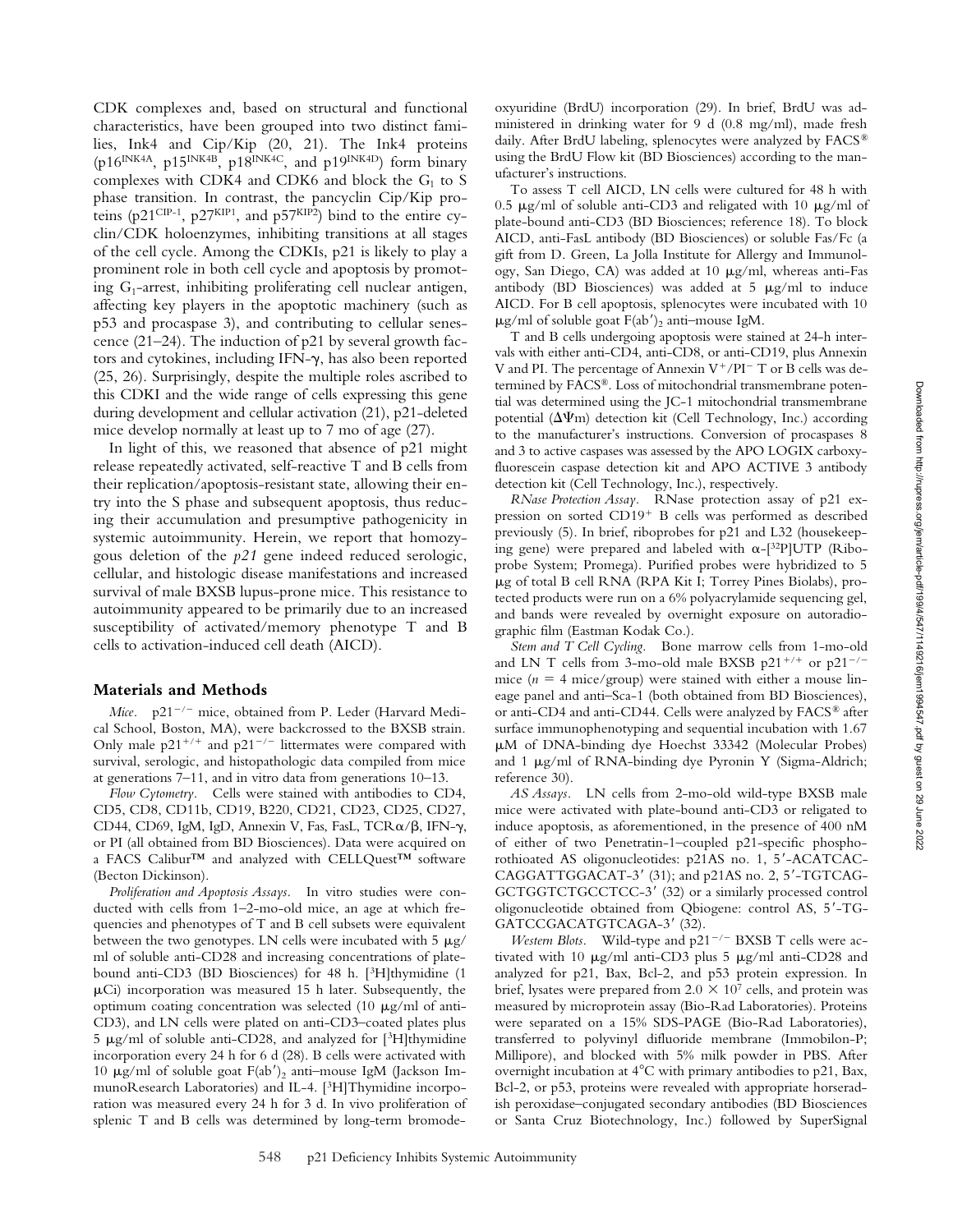CDK complexes and, based on structural and functional characteristics, have been grouped into two distinct families, Ink4 and Cip/Kip (20, 21). The Ink4 proteins ($p16^{INK4A}$, $p15^{INK4B}$, $p18^{INK4C}$, and $p19^{INK4D}$) form binary complexes with CDK4 and CDK6 and block the $G_1$ to S phase transition. In contrast, the pancyclin Cip/Kip proteins ($p21^{CIP-1}$, $p27^{KIP1}$, and $p57^{KIP2}$) bind to the entire cyclin/CDK holoenzymes, inhibiting transitions at all stages of the cell cycle. Among the CDKIs, p21 is likely to play a prominent role in both cell cycle and apoptosis by promoting $G_1$-arrest, inhibiting proliferating cell nuclear antigen, affecting key players in the apoptotic machinery (such as p53 and procaspase 3), and contributing to cellular senescence (21–24). The induction of p21 by several growth factors and cytokines, including IFN-γ, has also been reported (25, 26). Surprisingly, despite the multiple roles ascribed to this CDKI and the wide range of cells expressing this gene during development and cellular activation (21), p21-deleted mice develop normally at least up to 7 mo of age (27).

In light of this, we reasoned that absence of p21 might release repeatedly activated, self-reactive T and B cells from their replication/apoptosis-resistant state, allowing their entry into the S phase and subsequent apoptosis, thus reducing their accumulation and presumptive pathogenicity in systemic autoimmunity. Herein, we report that homozygous deletion of the *p21* gene indeed reduced serologic, cellular, and histologic disease manifestations and increased survival of male BXSB lupus-prone mice. This resistance to autoimmunity appeared to be primarily due to an increased susceptibility of activated/memory phenotype T and B cells to activation-induced cell death (AICD).

## Materials and Methods

*Mice.* $p21^{-/-}$ mice, obtained from P. Leder (Harvard Medical School, Boston, MA), were backcrossed to the BXSB strain. Only male $p21^{+/+}$ and $p21^{-/-}$ littermates were compared with survival, serologic, and histopathologic data compiled from mice at generations 7–11, and in vitro data from generations 10–13.

*Flow Cytometry.* Cells were stained with antibodies to CD4, CD5, CD8, CD11b, CD19, B220, CD21, CD23, CD25, CD27, CD44, CD69, IgM, IgD, Annexin V, Fas, FasL, TCRα/β, IFN-γ, or PI (all obtained from BD Biosciences). Data were acquired on a FACS Calibur™ and analyzed with CELLQuest™ software (Becton Dickinson).

*Proliferation and Apoptosis Assays.* In vitro studies were conducted with cells from 1–2-mo-old mice, an age at which frequencies and phenotypes of T and B cell subsets were equivalent between the two genotypes. LN cells were incubated with 5 μg/ml of soluble anti-CD28 and increasing concentrations of plate-bound anti-CD3 (BD Biosciences) for 48 h. [$^3$H]thymidine (1 μCi) incorporation was measured 15 h later. Subsequently, the optimum coating concentration was selected (10 μg/ml of anti-CD3), and LN cells were plated on anti-CD3–coated plates plus 5 μg/ml of soluble anti-CD28, and analyzed for [$^3$H]thymidine incorporation every 24 h for 6 d (28). B cells were activated with 10 μg/ml of soluble goat F(ab′)$_2$ anti–mouse IgM (Jackson ImmunoResearch Laboratories) and IL-4. [$^3$H]Thymidine incorporation was measured every 24 h for 3 d. In vivo proliferation of splenic T and B cells was determined by long-term bromodeoxyuridine (BrdU) incorporation (29). In brief, BrdU was administered in drinking water for 9 d (0.8 mg/ml), made fresh daily. After BrdU labeling, splenocytes were analyzed by FACS® using the BrdU Flow kit (BD Biosciences) according to the manufacturer's instructions.

To assess T cell AICD, LN cells were cultured for 48 h with 0.5 μg/ml of soluble anti-CD3 and religated with 10 μg/ml of plate-bound anti-CD3 (BD Biosciences; reference 18). To block AICD, anti-FasL antibody (BD Biosciences) or soluble Fas/Fc (a gift from D. Green, La Jolla Institute for Allergy and Immunology, San Diego, CA) was added at 10 μg/ml, whereas anti-Fas antibody (BD Biosciences) was added at 5 μg/ml to induce AICD. For B cell apoptosis, splenocytes were incubated with 10 μg/ml of soluble goat F(ab′)$_2$ anti–mouse IgM.

T and B cells undergoing apoptosis were stained at 24-h intervals with either anti-CD4, anti-CD8, or anti-CD19, plus Annexin V and PI. The percentage of Annexin $V^+$/$PI^-$ T or B cells was determined by FACS®. Loss of mitochondrial transmembrane potential was determined using the JC-1 mitochondrial transmembrane potential (ΔΨm) detection kit (Cell Technology, Inc.) according to the manufacturer's instructions. Conversion of procaspases 8 and 3 to active caspases was assessed by the APO LOGIX carboxyfluorescein caspase detection kit and APO ACTIVE 3 antibody detection kit (Cell Technology, Inc.), respectively.

*RNase Protection Assay.* RNase protection assay of p21 expression on sorted $CD19^+$ B cells was performed as described previously (5). In brief, riboprobes for p21 and L32 (housekeeping gene) were prepared and labeled with α-[$^{32}$P]UTP (Riboprobe System; Promega). Purified probes were hybridized to 5 μg of total B cell RNA (RPA Kit I; Torrey Pines Biolabs), protected products were run on a 6% polyacrylamide sequencing gel, and bands were revealed by overnight exposure on autoradiographic film (Eastman Kodak Co.).

*Stem and T Cell Cycling.* Bone marrow cells from 1-mo-old and LN T cells from 3-mo-old male BXSB $p21^{+/+}$ or $p21^{-/-}$ mice ($n$ = 4 mice/group) were stained with either a mouse lineage panel and anti–Sca-1 (both obtained from BD Biosciences), or anti-CD4 and anti-CD44. Cells were analyzed by FACS® after surface immunophenotyping and sequential incubation with 1.67 μM of DNA-binding dye Hoechst 33342 (Molecular Probes) and 1 μg/ml of RNA-binding dye Pyronin Y (Sigma-Aldrich; reference 30).

*AS Assays.* LN cells from 2-mo-old wild-type BXSB male mice were activated with plate-bound anti-CD3 or religated to induce apoptosis, as aforementioned, in the presence of 400 nM of either of two Penetratin-1–coupled p21-specific phosphorothioated AS oligonucleotides: p21AS no. 1, 5′-ACATCACCAGGATTGGACAT-3′ (31); and p21AS no. 2, 5′-TGTCAGGCTGGTCTGCCTCC-3′ (32) or a similarly processed control oligonucleotide obtained from Qbiogene: control AS, 5′-TGGATCCGACATGTCAGA-3′ (32).

*Western Blots.* Wild-type and $p21^{-/-}$ BXSB T cells were activated with 10 μg/ml anti-CD3 plus 5 μg/ml anti-CD28 and analyzed for p21, Bax, Bcl-2, and p53 protein expression. In brief, lysates were prepared from $2.0 \times 10^7$ cells, and protein was measured by microprotein assay (Bio-Rad Laboratories). Proteins were separated on a 15% SDS-PAGE (Bio-Rad Laboratories), transferred to polyvinyl difluoride membrane (Immobilon-P; Millipore), and blocked with 5% milk powder in PBS. After overnight incubation at 4°C with primary antibodies to p21, Bax, Bcl-2, or p53, proteins were revealed with appropriate horseradish peroxidase–conjugated secondary antibodies (BD Biosciences or Santa Cruz Biotechnology, Inc.) followed by SuperSignal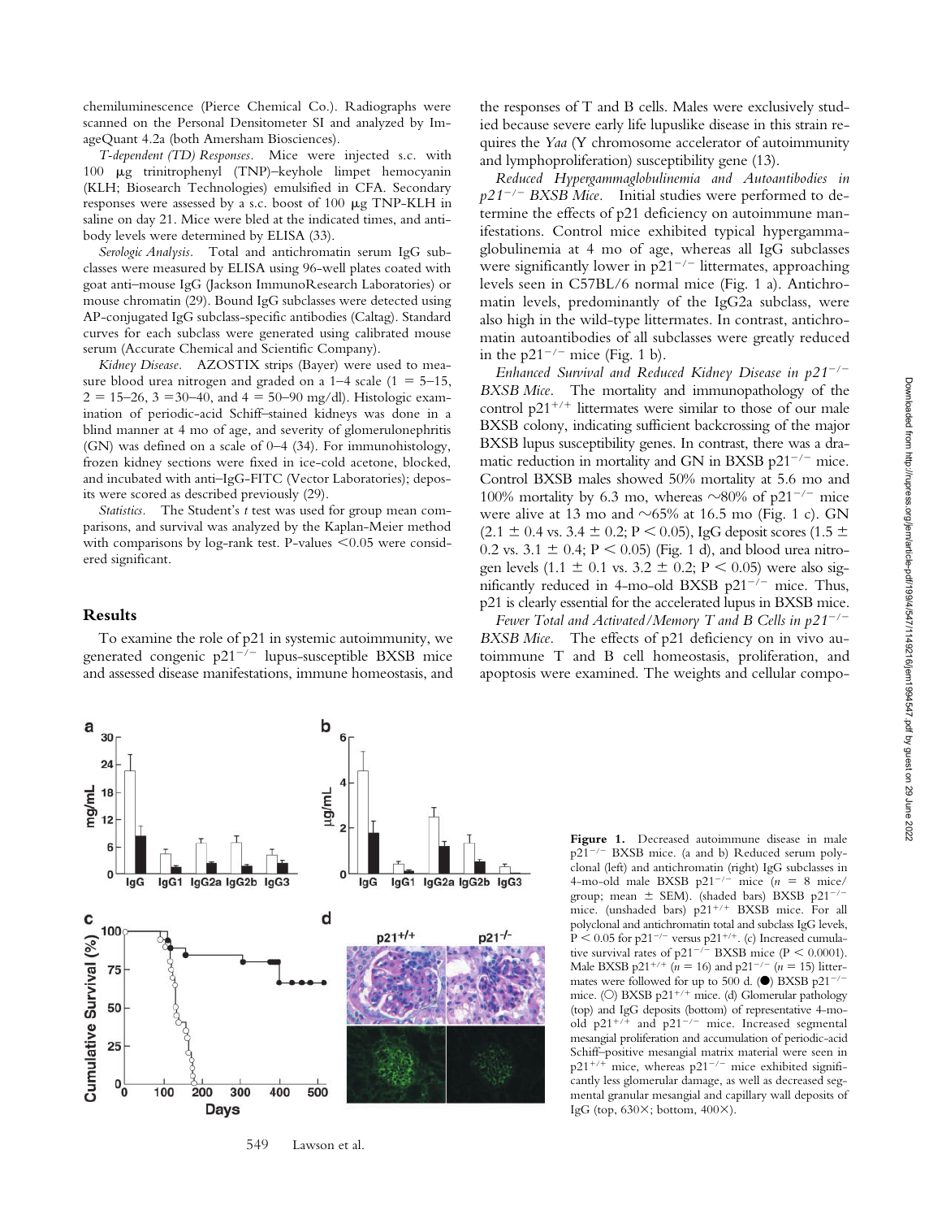chemiluminescence (Pierce Chemical Co.). Radiographs were scanned on the Personal Densitometer SI and analyzed by ImageQuant 4.2a (both Amersham Biosciences).

*T-dependent (TD) Responses.* Mice were injected s.c. with 100 μg trinitrophenyl (TNP)–keyhole limpet hemocyanin (KLH; Biosearch Technologies) emulsified in CFA. Secondary responses were assessed by a s.c. boost of 100 μg TNP-KLH in saline on day 21. Mice were bled at the indicated times, and antibody levels were determined by ELISA (33).

*Serologic Analysis.* Total and antichromatin serum IgG subclasses were measured by ELISA using 96-well plates coated with goat anti–mouse IgG (Jackson ImmunoResearch Laboratories) or mouse chromatin (29). Bound IgG subclasses were detected using AP-conjugated IgG subclass-specific antibodies (Caltag). Standard curves for each subclass were generated using calibrated mouse serum (Accurate Chemical and Scientific Company).

*Kidney Disease.* AZOSTIX strips (Bayer) were used to measure blood urea nitrogen and graded on a 1–4 scale (1 = 5–15, 2 = 15–26, 3 =30–40, and 4 = 50–90 mg/dl). Histologic examination of periodic-acid Schiff–stained kidneys was done in a blind manner at 4 mo of age, and severity of glomerulonephritis (GN) was defined on a scale of 0–4 (34). For immunohistology, frozen kidney sections were fixed in ice-cold acetone, blocked, and incubated with anti–IgG-FITC (Vector Laboratories); deposits were scored as described previously (29).

*Statistics.* The Student's *t* test was used for group mean comparisons, and survival was analyzed by the Kaplan-Meier method with comparisons by log-rank test. P-values <0.05 were considered significant.

## Results

To examine the role of p21 in systemic autoimmunity, we generated congenic $p21^{-/-}$ lupus-susceptible BXSB mice and assessed disease manifestations, immune homeostasis, and the responses of T and B cells. Males were exclusively studied because severe early life lupuslike disease in this strain requires the *Yaa* (Y chromosome accelerator of autoimmunity and lymphoproliferation) susceptibility gene (13).

*Reduced Hypergammaglobulinemia and Autoantibodies in $p21^{-/-}$ BXSB Mice.* Initial studies were performed to determine the effects of p21 deficiency on autoimmune manifestations. Control mice exhibited typical hypergammaglobulinemia at 4 mo of age, whereas all IgG subclasses were significantly lower in $p21^{-/-}$ littermates, approaching levels seen in C57BL/6 normal mice (Fig. 1 a). Antichromatin levels, predominantly of the IgG2a subclass, were also high in the wild-type littermates. In contrast, antichromatin autoantibodies of all subclasses were greatly reduced in the $p21^{-/-}$ mice (Fig. 1 b).

*Enhanced Survival and Reduced Kidney Disease in $p21^{-/-}$ BXSB Mice.* The mortality and immunopathology of the control $p21^{+/+}$ littermates were similar to those of our male BXSB colony, indicating sufficient backcrossing of the major BXSB lupus susceptibility genes. In contrast, there was a dramatic reduction in mortality and GN in BXSB $p21^{-/-}$ mice. Control BXSB males showed 50% mortality at 5.6 mo and 100% mortality by 6.3 mo, whereas ~80% of $p21^{-/-}$ mice were alive at 13 mo and ~65% at 16.5 mo (Fig. 1 c). GN ($2.1 \pm 0.4$ vs. $3.4 \pm 0.2$; $P < 0.05$), IgG deposit scores ($1.5 \pm 0.2$ vs. $3.1 \pm 0.4$; $P < 0.05$) (Fig. 1 d), and blood urea nitrogen levels ($1.1 \pm 0.1$ vs. $3.2 \pm 0.2$; $P < 0.05$) were also significantly reduced in 4-mo-old BXSB $p21^{-/-}$ mice. Thus, p21 is clearly essential for the accelerated lupus in BXSB mice.

*Fewer Total and Activated/Memory T and B Cells in $p21^{-/-}$ BXSB Mice.* The effects of p21 deficiency on in vivo autoimmune T and B cell homeostasis, proliferation, and apoptosis were examined. The weights and cellular compo-

**Figure 1.** Decreased autoimmune disease in male $p21^{-/-}$ BXSB mice. (a and b) Reduced serum polyclonal (left) and antichromatin (right) IgG subclasses in 4-mo-old male BXSB $p21^{-/-}$ mice ($n$ = 8 mice/group; mean ± SEM). (shaded bars) BXSB $p21^{-/-}$ mice. (unshaded bars) $p21^{+/+}$ BXSB mice. For all polyclonal and antichromatin total and subclass IgG levels, $P < 0.05$ for $p21^{-/-}$ versus $p21^{+/+}$. (c) Increased cumulative survival rates of $p21^{-/-}$ BXSB mice ($P < 0.0001$). Male BXSB $p21^{+/+}$ ($n$ = 16) and $p21^{-/-}$ ($n$ = 15) littermates were followed for up to 500 d. (●) BXSB $p21^{-/-}$ mice. (○) BXSB $p21^{+/+}$ mice. (d) Glomerular pathology (top) and IgG deposits (bottom) of representative 4-mo-old $p21^{+/+}$ and $p21^{-/-}$ mice. Increased segmental mesangial proliferation and accumulation of periodic-acid Schiff–positive mesangial matrix material were seen in $p21^{+/+}$ mice, whereas $p21^{-/-}$ mice exhibited significantly less glomerular damage, as well as decreased segmental granular mesangial and capillary wall deposits of IgG (top, 630×; bottom, 400×).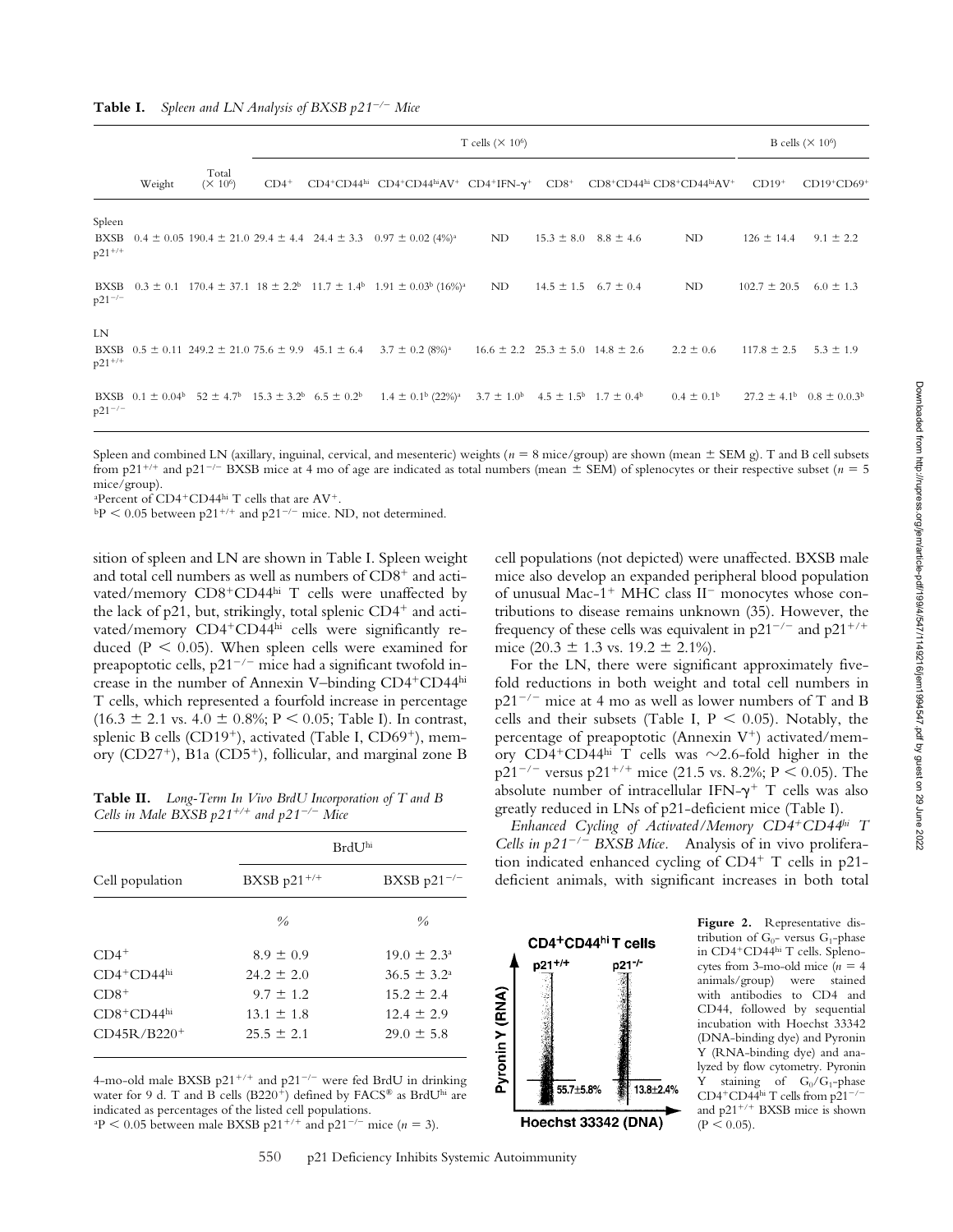**Table I.** *Spleen and LN Analysis of BXSB $p21^{-/-}$ Mice*

| | Weight | Total ($\times 10^6$) | T cells ($\times 10^6$) | | | | | | | B cells ($\times 10^6$) | |
|---|---|---|---|---|---|---|---|---|---|---|---|
| | | | $CD4^+$ | $CD4^+CD44^{hi}$ | $CD4^+CD44^{hi}AV^+$ | $CD4^+IFN\text{-}\gamma^+$ | $CD8^+$ | $CD8^+CD44^{hi}$ | $CD8^+CD44^{hi}AV^+$ | $CD19^+$ | $CD19^+CD69^+$ |
| Spleen | | | | | | | | | | | |
| BXSB $p21^{+/+}$ | 0.4 ± 0.05 | 190.4 ± 21.0 | 29.4 ± 4.4 | 24.4 ± 3.3 | 0.97 ± 0.02 (4%)[a] | ND | 15.3 ± 8.0 | 8.8 ± 4.6 | ND | 126 ± 14.4 | 9.1 ± 2.2 |
| BXSB $p21^{-/-}$ | 0.3 ± 0.1 | 170.4 ± 37.1 | 18 ± 2.2[b] | 11.7 ± 1.4[b] | 1.91 ± 0.03[b] (16%)[a] | ND | 14.5 ± 1.5 | 6.7 ± 0.4 | ND | 102.7 ± 20.5 | 6.0 ± 1.3 |
| LN | | | | | | | | | | | |
| BXSB $p21^{+/+}$ | 0.5 ± 0.11 | 249.2 ± 21.0 | 75.6 ± 9.9 | 45.1 ± 6.4 | 3.7 ± 0.2 (8%)[a] | 16.6 ± 2.2 | 25.3 ± 5.0 | 14.8 ± 2.6 | 2.2 ± 0.6 | 117.8 ± 2.5 | 5.3 ± 1.9 |
| BXSB $p21^{-/-}$ | 0.1 ± 0.04[b] | 52 ± 4.7[b] | 15.3 ± 3.2[b] | 6.5 ± 0.2[b] | 1.4 ± 0.1[b] (22%)[a] | 3.7 ± 1.0[b] | 4.5 ± 1.5[b] | 1.7 ± 0.4[b] | 0.4 ± 0.1[b] | 27.2 ± 4.1[b] | 0.8 ± 0.03[b] |

Spleen and combined LN (axillary, inguinal, cervical, and mesenteric) weights ($n = 8$ mice/group) are shown (mean ± SEM g). T and B cell subsets from $p21^{+/+}$ and $p21^{-/-}$ BXSB mice at 4 mo of age are indicated as total numbers (mean ± SEM) of splenocytes or their respective subset ($n = 5$ mice/group).

[a]Percent of $CD4^+CD44^{hi}$ T cells that are $AV^+$.

[b]$P < 0.05$ between $p21^{+/+}$ and $p21^{-/-}$ mice. ND, not determined.

sition of spleen and LN are shown in Table I. Spleen weight and total cell numbers as well as numbers of $CD8^+$ and activated/memory $CD8^+CD44^{hi}$ T cells were unaffected by the lack of p21, but, strikingly, total splenic $CD4^+$ and activated/memory $CD4^+CD44^{hi}$ cells were significantly reduced ($P < 0.05$). When spleen cells were examined for preapoptotic cells, $p21^{-/-}$ mice had a significant twofold increase in the number of Annexin V–binding $CD4^+CD44^{hi}$ T cells, which represented a fourfold increase in percentage (16.3 ± 2.1 vs. 4.0 ± 0.8%; $P < 0.05$; Table I). In contrast, splenic B cells ($CD19^+$), activated (Table I, $CD69^+$), memory ($CD27^+$), B1a ($CD5^+$), follicular, and marginal zone B cell populations (not depicted) were unaffected. BXSB male mice also develop an expanded peripheral blood population of unusual Mac-$1^+$ MHC class $II^-$ monocytes whose contributions to disease remains unknown (35). However, the frequency of these cells was equivalent in $p21^{-/-}$ and $p21^{+/+}$ mice (20.3 ± 1.3 vs. 19.2 ± 2.1%).

For the LN, there were significant approximately fivefold reductions in both weight and total cell numbers in $p21^{-/-}$ mice at 4 mo as well as lower numbers of T and B cells and their subsets (Table I, $P < 0.05$). Notably, the percentage of preapoptotic (Annexin $V^+$) activated/memory $CD4^+CD44^{hi}$ T cells was ~2.6-fold higher in the $p21^{-/-}$ versus $p21^{+/+}$ mice (21.5 vs. 8.2%; $P < 0.05$). The absolute number of intracellular IFN-$\gamma^+$ T cells was also greatly reduced in LNs of p21-deficient mice (Table I).

**Table II.** *Long-Term In Vivo BrdU Incorporation of T and B Cells in Male BXSB $p21^{+/+}$ and $p21^{-/-}$ Mice*

| Cell population | $BrdU^{hi}$ | |
|---|---|---|
| | BXSB $p21^{+/+}$ | BXSB $p21^{-/-}$ |
| | % | % |
| $CD4^+$ | 8.9 ± 0.9 | 19.0 ± 2.3[a] |
| $CD4^+CD44^{hi}$ | 24.2 ± 2.0 | 36.5 ± 3.2[a] |
| $CD8^+$ | 9.7 ± 1.2 | 15.2 ± 2.4 |
| $CD8^+CD44^{hi}$ | 13.1 ± 1.8 | 12.4 ± 2.9 |
| $CD45R/B220^+$ | 25.5 ± 2.1 | 29.0 ± 5.8 |

4-mo-old male BXSB $p21^{+/+}$ and $p21^{-/-}$ were fed BrdU in drinking water for 9 d. T and B cells ($B220^+$) defined by FACS® as $BrdU^{hi}$ are indicated as percentages of the listed cell populations.

[a]$P < 0.05$ between male BXSB $p21^{+/+}$ and $p21^{-/-}$ mice ($n = 3$).

*Enhanced Cycling of Activated/Memory $CD4^+CD44^{hi}$ T Cells in $p21^{-/-}$ BXSB Mice.* Analysis of in vivo proliferation indicated enhanced cycling of $CD4^+$ T cells in p21-deficient animals, with significant increases in both total

**Figure 2.** Representative distribution of $G_0$- versus $G_1$-phase in $CD4^+CD44^{hi}$ T cells. Splenocytes from 3-mo-old mice ($n = 4$ animals/group) were stained with antibodies to CD4 and CD44, followed by sequential incubation with Hoechst 33342 (DNA-binding dye) and Pyronin Y (RNA-binding dye) and analyzed by flow cytometry. Pyronin Y staining of $G_0/G_1$-phase $CD4^+CD44^{hi}$ T cells from $p21^{-/-}$ and $p21^{+/+}$ BXSB mice is shown ($P < 0.05$).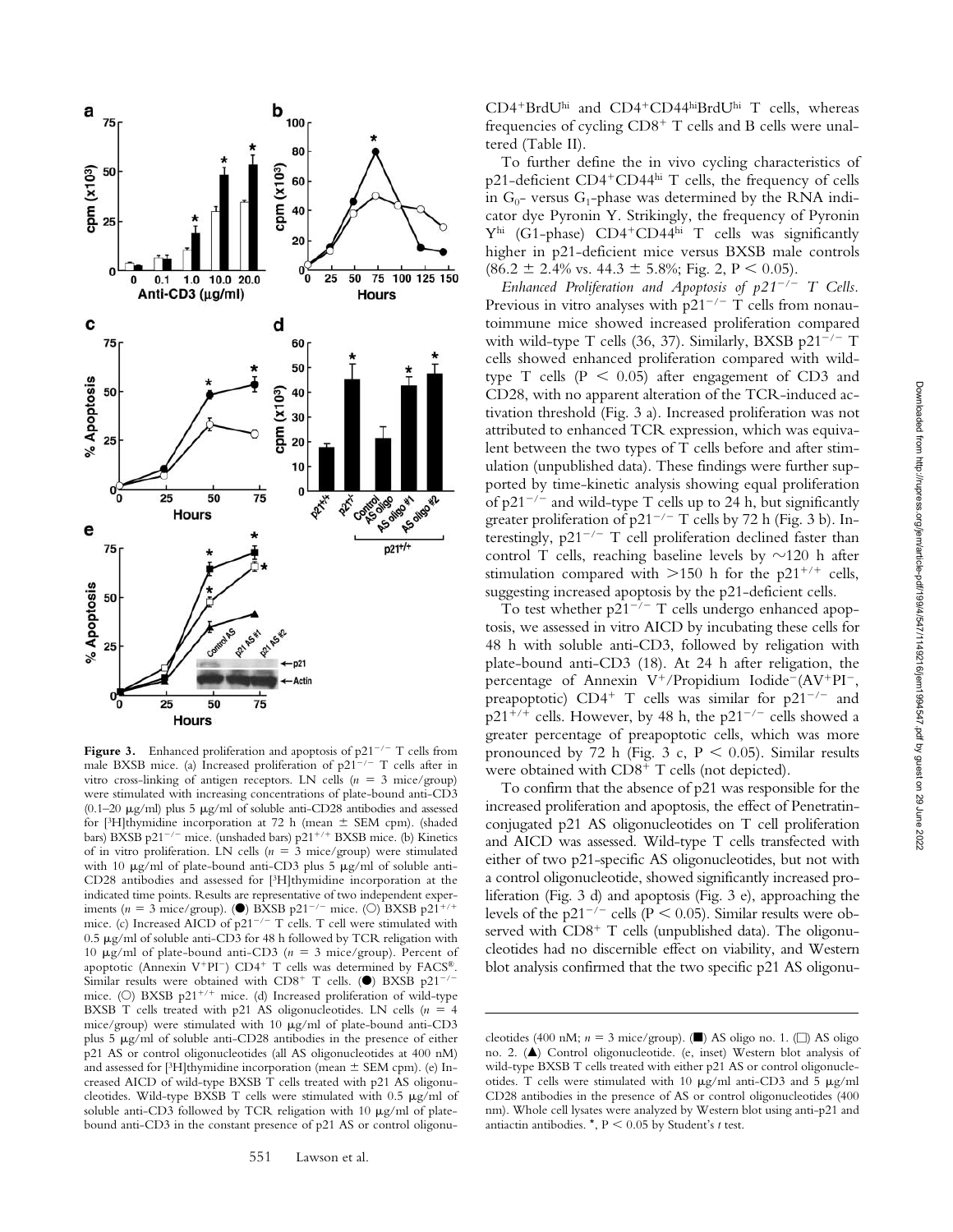**Figure 3.** Enhanced proliferation and apoptosis of $p21^{-/-}$ T cells from male BXSB mice. (a) Increased proliferation of $p21^{-/-}$ T cells after in vitro cross-linking of antigen receptors. LN cells ($n = 3$ mice/group) were stimulated with increasing concentrations of plate-bound anti-CD3 (0.1–20 μg/ml) plus 5 μg/ml of soluble anti-CD28 antibodies and assessed for [$^3$H]thymidine incorporation at 72 h (mean ± SEM cpm). (shaded bars) BXSB $p21^{-/-}$ mice. (unshaded bars) $p21^{+/+}$ BXSB mice. (b) Kinetics of in vitro proliferation. LN cells ($n = 3$ mice/group) were stimulated with 10 μg/ml of plate-bound anti-CD3 plus 5 μg/ml of soluble anti-CD28 antibodies and assessed for [$^3$H]thymidine incorporation at the indicated time points. Results are representative of two independent experiments ($n = 3$ mice/group). (●) BXSB $p21^{-/-}$ mice. (○) BXSB $p21^{+/+}$ mice. (c) Increased AICD of $p21^{-/-}$ T cells. T cell were stimulated with 0.5 μg/ml of soluble anti-CD3 for 48 h followed by TCR religation with 10 μg/ml of plate-bound anti-CD3 ($n = 3$ mice/group). Percent of apoptotic (Annexin $V^+PI^-$) $CD4^+$ T cells was determined by FACS®. Similar results were obtained with $CD8^+$ T cells. (●) BXSB $p21^{-/-}$ mice. (○) BXSB $p21^{+/+}$ mice. (d) Increased proliferation of wild-type BXSB T cells treated with p21 AS oligonucleotides. LN cells ($n = 4$ mice/group) were stimulated with 10 μg/ml of plate-bound anti-CD3 plus 5 μg/ml of soluble anti-CD28 antibodies in the presence of either p21 AS or control oligonucleotides (all AS oligonucleotides at 400 nM) and assessed for [$^3$H]thymidine incorporation (mean ± SEM cpm). (e) Increased AICD of wild-type BXSB T cells treated with p21 AS oligonucleotides. Wild-type BXSB T cells were stimulated with 0.5 μg/ml of soluble anti-CD3 followed by TCR religation with 10 μg/ml of plate-bound anti-CD3 in the constant presence of p21 AS or control oligonucleotides (400 nM; $n = 3$ mice/group). (■) AS oligo no. 1. (□) AS oligo no. 2. (▲) Control oligonucleotide. (e, inset) Western blot analysis of wild-type BXSB T cells treated with either p21 AS or control oligonucleotides. T cells were stimulated with 10 μg/ml anti-CD3 and 5 μg/ml CD28 antibodies in the presence of AS or control oligonucleotides (400 nm). Whole cell lysates were analyzed by Western blot using anti-p21 and antiactin antibodies. *, $P < 0.05$ by Student's *t* test.

$CD4^+BrdU^{hi}$ and $CD4^+CD44^{hi}BrdU^{hi}$ T cells, whereas frequencies of cycling $CD8^+$ T cells and B cells were unaltered (Table II).

To further define the in vivo cycling characteristics of p21-deficient $CD4^+CD44^{hi}$ T cells, the frequency of cells in $G_0$- versus $G_1$-phase was determined by the RNA indicator dye Pyronin Y. Strikingly, the frequency of Pyronin $Y^{hi}$ (G1-phase) $CD4^+CD44^{hi}$ T cells was significantly higher in p21-deficient mice versus BXSB male controls (86.2 ± 2.4% vs. 44.3 ± 5.8%; Fig. 2, $P < 0.05$).

*Enhanced Proliferation and Apoptosis of $p21^{-/-}$ T Cells.* Previous in vitro analyses with $p21^{-/-}$ T cells from nonautoimmune mice showed increased proliferation compared with wild-type T cells (36, 37). Similarly, BXSB $p21^{-/-}$ T cells showed enhanced proliferation compared with wild-type T cells ($P < 0.05$) after engagement of CD3 and CD28, with no apparent alteration of the TCR-induced activation threshold (Fig. 3 a). Increased proliferation was not attributed to enhanced TCR expression, which was equivalent between the two types of T cells before and after stimulation (unpublished data). These findings were further supported by time-kinetic analysis showing equal proliferation of $p21^{-/-}$ and wild-type T cells up to 24 h, but significantly greater proliferation of $p21^{-/-}$ T cells by 72 h (Fig. 3 b). Interestingly, $p21^{-/-}$ T cell proliferation declined faster than control T cells, reaching baseline levels by ~120 h after stimulation compared with >150 h for the $p21^{+/+}$ cells, suggesting increased apoptosis by the p21-deficient cells.

To test whether $p21^{-/-}$ T cells undergo enhanced apoptosis, we assessed in vitro AICD by incubating these cells for 48 h with soluble anti-CD3, followed by religation with plate-bound anti-CD3 (18). At 24 h after religation, the percentage of Annexin $V^+$/Propidium Iodide$^-$($AV^+PI^-$, preapoptotic) $CD4^+$ T cells was similar for $p21^{-/-}$ and $p21^{+/+}$ cells. However, by 48 h, the $p21^{-/-}$ cells showed a greater percentage of preapoptotic cells, which was more pronounced by 72 h (Fig. 3 c, $P < 0.05$). Similar results were obtained with $CD8^+$ T cells (not depicted).

To confirm that the absence of p21 was responsible for the increased proliferation and apoptosis, the effect of Penetratin-conjugated p21 AS oligonucleotides on T cell proliferation and AICD was assessed. Wild-type T cells transfected with either of two p21-specific AS oligonucleotides, but not with a control oligonucleotide, showed significantly increased proliferation (Fig. 3 d) and apoptosis (Fig. 3 e), approaching the levels of the $p21^{-/-}$ cells ($P < 0.05$). Similar results were observed with $CD8^+$ T cells (unpublished data). The oligonucleotides had no discernible effect on viability, and Western blot analysis confirmed that the two specific p21 AS oligonu-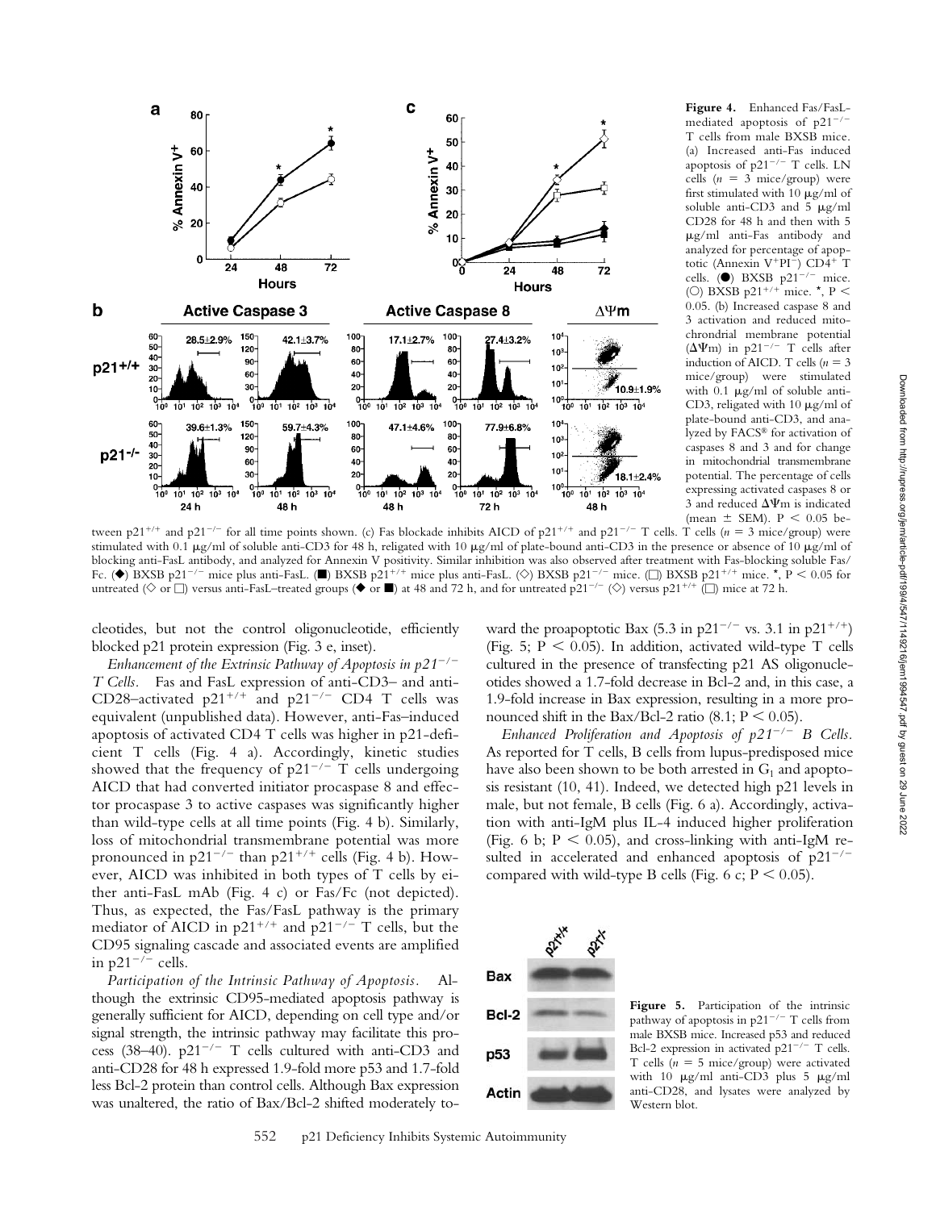**Figure 4.** Enhanced Fas/FasL-mediated apoptosis of $p21^{-/-}$ T cells from male BXSB mice. (a) Increased anti-Fas induced apoptosis of $p21^{-/-}$ T cells. LN cells ($n = 3$ mice/group) were first stimulated with 10 μg/ml of soluble anti-CD3 and 5 μg/ml CD28 for 48 h and then with 5 μg/ml anti-Fas antibody and analyzed for percentage of apoptotic (Annexin $V^{+}PI^{-}$) $CD4^{+}$ T cells. (●) BXSB $p21^{-/-}$ mice. (○) BXSB $p21^{+/+}$ mice. *, $P < 0.05$. (b) Increased caspase 8 and 3 activation and reduced mitochrondrial membrane potential ($\Delta\Psi m$) in $p21^{-/-}$ T cells after induction of AICD. T cells ($n = 3$ mice/group) were stimulated with 0.1 μg/ml of soluble anti-CD3, religated with 10 μg/ml of plate-bound anti-CD3, and analyzed by FACS® for activation of caspases 8 and 3 and for change in mitochondrial transmembrane potential. The percentage of cells expressing activated caspases 8 or 3 and reduced $\Delta\Psi m$ is indicated (mean ± SEM). $P < 0.05$ between $p21^{+/+}$ and $p21^{-/-}$ for all time points shown. (c) Fas blockade inhibits AICD of $p21^{+/+}$ and $p21^{-/-}$ T cells. T cells ($n = 3$ mice/group) were stimulated with 0.1 μg/ml of soluble anti-CD3 for 48 h, religated with 10 μg/ml of plate-bound anti-CD3 in the presence or absence of 10 μg/ml of blocking anti-FasL antibody, and analyzed for Annexin V positivity. Similar inhibition was also observed after treatment with Fas-blocking soluble Fas/Fc. (◆) BXSB $p21^{-/-}$ mice plus anti-FasL. (■) BXSB $p21^{+/+}$ mice plus anti-FasL. (◇) BXSB $p21^{-/-}$ mice. (□) BXSB $p21^{+/+}$ mice. *, $P < 0.05$ for untreated (◇ or □) versus anti-FasL–treated groups (◆ or ■) at 48 and 72 h, and for untreated $p21^{-/-}$ (◇) versus $p21^{+/+}$ (□) mice at 72 h.

cleotides, but not the control oligonucleotide, efficiently blocked p21 protein expression (Fig. 3 e, inset).

*Enhancement of the Extrinsic Pathway of Apoptosis in $p21^{-/-}$ T Cells.* Fas and FasL expression of anti-CD3– and anti-CD28–activated $p21^{+/+}$ and $p21^{-/-}$ CD4 T cells was equivalent (unpublished data). However, anti-Fas–induced apoptosis of activated CD4 T cells was higher in p21-deficient T cells (Fig. 4 a). Accordingly, kinetic studies showed that the frequency of $p21^{-/-}$ T cells undergoing AICD that had converted initiator procaspase 8 and effector procaspase 3 to active caspases was significantly higher than wild-type cells at all time points (Fig. 4 b). Similarly, loss of mitochondrial transmembrane potential was more pronounced in $p21^{-/-}$ than $p21^{+/+}$ cells (Fig. 4 b). However, AICD was inhibited in both types of T cells by either anti-FasL mAb (Fig. 4 c) or Fas/Fc (not depicted). Thus, as expected, the Fas/FasL pathway is the primary mediator of AICD in $p21^{+/+}$ and $p21^{-/-}$ T cells, but the CD95 signaling cascade and associated events are amplified in $p21^{-/-}$ cells.

*Participation of the Intrinsic Pathway of Apoptosis.* Although the extrinsic CD95-mediated apoptosis pathway is generally sufficient for AICD, depending on cell type and/or signal strength, the intrinsic pathway may facilitate this process (38–40). $p21^{-/-}$ T cells cultured with anti-CD3 and anti-CD28 for 48 h expressed 1.9-fold more p53 and 1.7-fold less Bcl-2 protein than control cells. Although Bax expression was unaltered, the ratio of Bax/Bcl-2 shifted moderately toward the proapoptotic Bax (5.3 in $p21^{-/-}$ vs. 3.1 in $p21^{+/+}$) (Fig. 5; $P < 0.05$). In addition, activated wild-type T cells cultured in the presence of transfecting p21 AS oligonucleotides showed a 1.7-fold decrease in Bcl-2 and, in this case, a 1.9-fold increase in Bax expression, resulting in a more pronounced shift in the Bax/Bcl-2 ratio (8.1; $P < 0.05$).

*Enhanced Proliferation and Apoptosis of $p21^{-/-}$ B Cells.* As reported for T cells, B cells from lupus-predisposed mice have also been shown to be both arrested in $G_1$ and apoptosis resistant (10, 41). Indeed, we detected high p21 levels in male, but not female, B cells (Fig. 6 a). Accordingly, activation with anti-IgM plus IL-4 induced higher proliferation (Fig. 6 b; $P < 0.05$), and cross-linking with anti-IgM resulted in accelerated and enhanced apoptosis of $p21^{-/-}$ compared with wild-type B cells (Fig. 6 c; $P < 0.05$).

**Figure 5.** Participation of the intrinsic pathway of apoptosis in $p21^{-/-}$ T cells from male BXSB mice. Increased p53 and reduced Bcl-2 expression in activated $p21^{-/-}$ T cells. T cells ($n = 5$ mice/group) were activated with 10 μg/ml anti-CD3 plus 5 μg/ml anti-CD28, and lysates were analyzed by Western blot.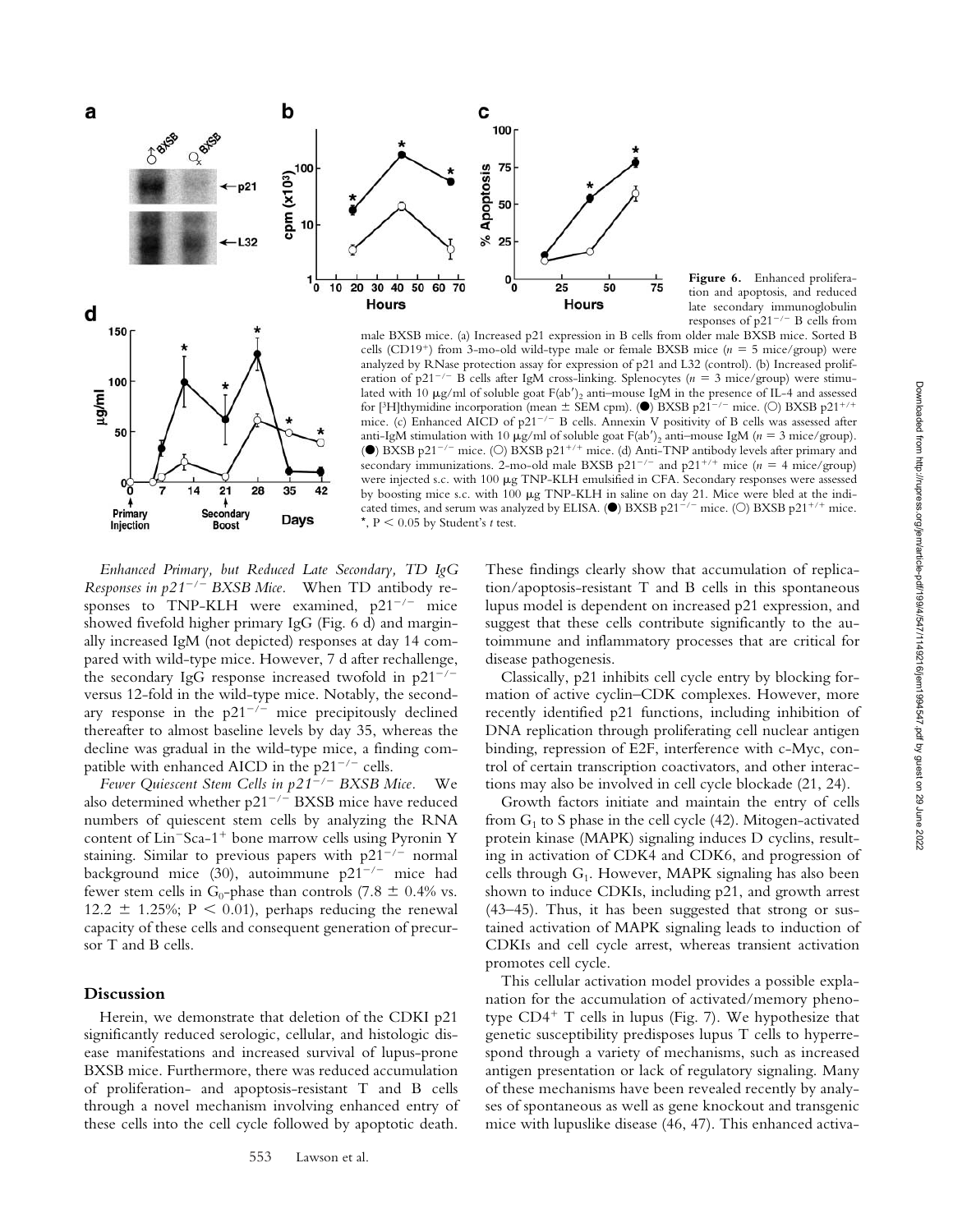**Figure 6.** Enhanced proliferation and apoptosis, and reduced late secondary immunoglobulin responses of $p21^{-/-}$ B cells from male BXSB mice. (a) Increased p21 expression in B cells from older male BXSB mice. Sorted B cells ($CD19^+$) from 3-mo-old wild-type male or female BXSB mice ($n = 5$ mice/group) were analyzed by RNase protection assay for expression of p21 and L32 (control). (b) Increased proliferation of $p21^{-/-}$ B cells after IgM cross-linking. Splenocytes ($n = 3$ mice/group) were stimulated with 10 μg/ml of soluble goat $F(ab')_2$ anti–mouse IgM in the presence of IL-4 and assessed for [$^3$H]thymidine incorporation (mean ± SEM cpm). (●) BXSB $p21^{-/-}$ mice. (○) BXSB $p21^{+/+}$ mice. (c) Enhanced AICD of $p21^{-/-}$ B cells. Annexin V positivity of B cells was assessed after anti-IgM stimulation with 10 μg/ml of soluble goat $F(ab')_2$ anti–mouse IgM ($n = 3$ mice/group). (●) BXSB $p21^{-/-}$ mice. (○) BXSB $p21^{+/+}$ mice. (d) Anti-TNP antibody levels after primary and secondary immunizations. 2-mo-old male BXSB $p21^{-/-}$ and $p21^{+/+}$ mice ($n = 4$ mice/group) were injected s.c. with 100 μg TNP-KLH emulsified in CFA. Secondary responses were assessed by boosting mice s.c. with 100 μg TNP-KLH in saline on day 21. Mice were bled at the indicated times, and serum was analyzed by ELISA. (●) BXSB $p21^{-/-}$ mice. (○) BXSB $p21^{+/+}$ mice. *, $P < 0.05$ by Student's *t* test.

*Enhanced Primary, but Reduced Late Secondary, TD IgG Responses in $p21^{-/-}$ BXSB Mice.* When TD antibody responses to TNP-KLH were examined, $p21^{-/-}$ mice showed fivefold higher primary IgG (Fig. 6 d) and marginally increased IgM (not depicted) responses at day 14 compared with wild-type mice. However, 7 d after rechallenge, the secondary IgG response increased twofold in $p21^{-/-}$ versus 12-fold in the wild-type mice. Notably, the secondary response in the $p21^{-/-}$ mice precipitously declined thereafter to almost baseline levels by day 35, whereas the decline was gradual in the wild-type mice, a finding compatible with enhanced AICD in the $p21^{-/-}$ cells.

*Fewer Quiescent Stem Cells in $p21^{-/-}$ BXSB Mice.* We also determined whether $p21^{-/-}$ BXSB mice have reduced numbers of quiescent stem cells by analyzing the RNA content of $Lin^-Sca\text{-}1^+$ bone marrow cells using Pyronin Y staining. Similar to previous papers with $p21^{-/-}$ normal background mice (30), autoimmune $p21^{-/-}$ mice had fewer stem cells in $G_0$-phase than controls (7.8 ± 0.4% vs. 12.2 ± 1.25%; $P < 0.01$), perhaps reducing the renewal capacity of these cells and consequent generation of precursor T and B cells.

## Discussion

Herein, we demonstrate that deletion of the CDKI p21 significantly reduced serologic, cellular, and histologic disease manifestations and increased survival of lupus-prone BXSB mice. Furthermore, there was reduced accumulation of proliferation- and apoptosis-resistant T and B cells through a novel mechanism involving enhanced entry of these cells into the cell cycle followed by apoptotic death. These findings clearly show that accumulation of replication/apoptosis-resistant T and B cells in this spontaneous lupus model is dependent on increased p21 expression, and suggest that these cells contribute significantly to the autoimmune and inflammatory processes that are critical for disease pathogenesis.

Classically, p21 inhibits cell cycle entry by blocking formation of active cyclin–CDK complexes. However, more recently identified p21 functions, including inhibition of DNA replication through proliferating cell nuclear antigen binding, repression of E2F, interference with c-Myc, control of certain transcription coactivators, and other interactions may also be involved in cell cycle blockade (21, 24).

Growth factors initiate and maintain the entry of cells from $G_1$ to S phase in the cell cycle (42). Mitogen-activated protein kinase (MAPK) signaling induces D cyclins, resulting in activation of CDK4 and CDK6, and progression of cells through $G_1$. However, MAPK signaling has also been shown to induce CDKIs, including p21, and growth arrest (43–45). Thus, it has been suggested that strong or sustained activation of MAPK signaling leads to induction of CDKIs and cell cycle arrest, whereas transient activation promotes cell cycle.

This cellular activation model provides a possible explanation for the accumulation of activated/memory phenotype $CD4^+$ T cells in lupus (Fig. 7). We hypothesize that genetic susceptibility predisposes lupus T cells to hyperrespond through a variety of mechanisms, such as increased antigen presentation or lack of regulatory signaling. Many of these mechanisms have been revealed recently by analyses of spontaneous as well as gene knockout and transgenic mice with lupuslike disease (46, 47). This enhanced activa-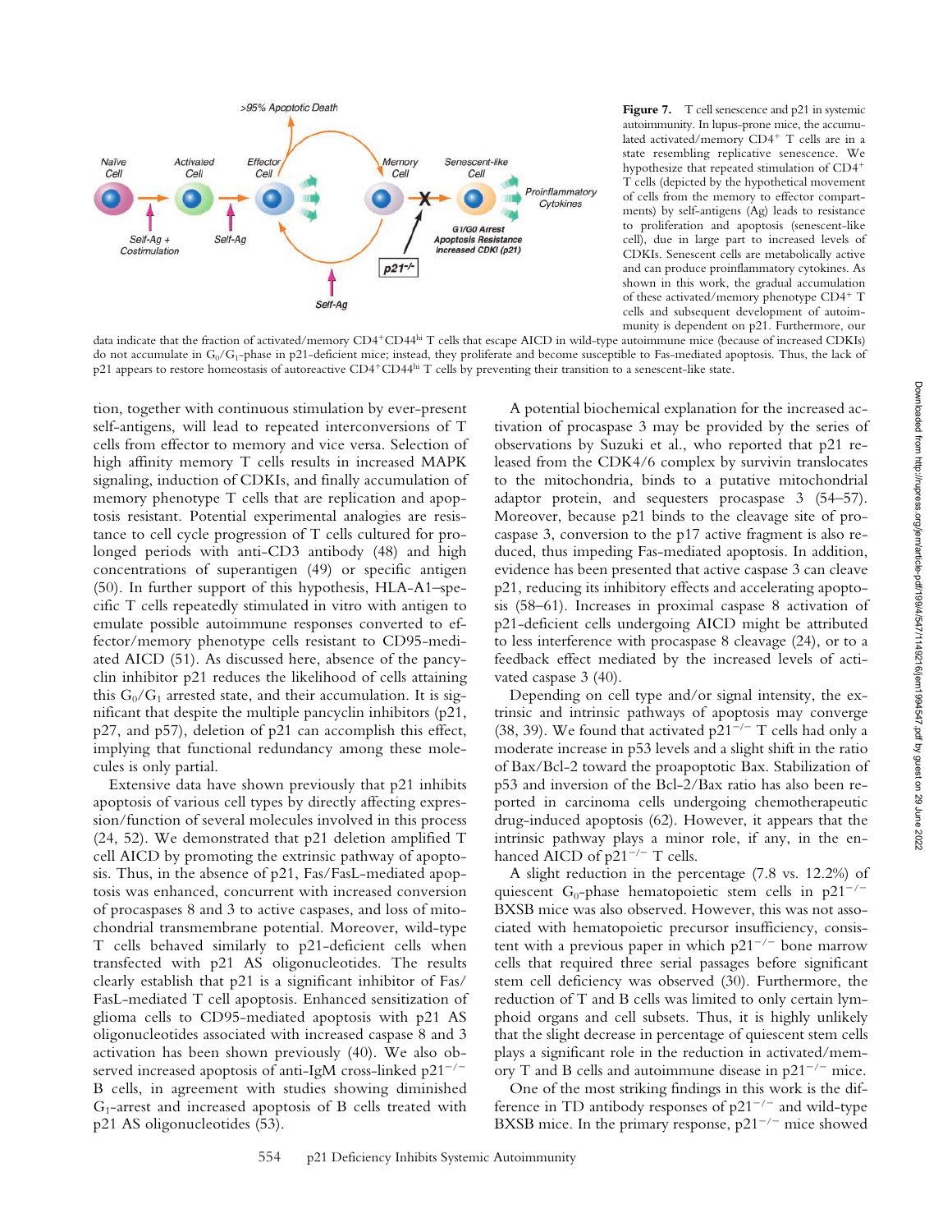**Figure 7.** T cell senescence and p21 in systemic autoimmunity. In lupus-prone mice, the accumulated activated/memory $CD4^+$ T cells are in a state resembling replicative senescence. We hypothesize that repeated stimulation of $CD4^+$ T cells (depicted by the hypothetical movement of cells from the memory to effector compartments) by self-antigens (Ag) leads to resistance to proliferation and apoptosis (senescent-like cell), due in large part to increased levels of CDKIs. Senescent cells are metabolically active and can produce proinflammatory cytokines. As shown in this work, the gradual accumulation of these activated/memory phenotype $CD4^+$ T cells and subsequent development of autoimmunity is dependent on p21. Furthermore, our data indicate that the fraction of activated/memory $CD4^+CD44^{hi}$ T cells that escape AICD in wild-type autoimmune mice (because of increased CDKIs) do not accumulate in $G_0/G_1$-phase in p21-deficient mice; instead, they proliferate and become susceptible to Fas-mediated apoptosis. Thus, the lack of p21 appears to restore homeostasis of autoreactive $CD4^+CD44^{hi}$ T cells by preventing their transition to a senescent-like state.

tion, together with continuous stimulation by ever-present self-antigens, will lead to repeated interconversions of T cells from effector to memory and vice versa. Selection of high affinity memory T cells results in increased MAPK signaling, induction of CDKIs, and finally accumulation of memory phenotype T cells that are replication and apoptosis resistant. Potential experimental analogies are resistance to cell cycle progression of T cells cultured for prolonged periods with anti-CD3 antibody (48) and high concentrations of superantigen (49) or specific antigen (50). In further support of this hypothesis, HLA-A1–specific T cells repeatedly stimulated in vitro with antigen to emulate possible autoimmune responses converted to effector/memory phenotype cells resistant to CD95-mediated AICD (51). As discussed here, absence of the pancyclin inhibitor p21 reduces the likelihood of cells attaining this $G_0/G_1$ arrested state, and their accumulation. It is significant that despite the multiple pancyclin inhibitors (p21, p27, and p57), deletion of p21 can accomplish this effect, implying that functional redundancy among these molecules is only partial.

Extensive data have shown previously that p21 inhibits apoptosis of various cell types by directly affecting expression/function of several molecules involved in this process (24, 52). We demonstrated that p21 deletion amplified T cell AICD by promoting the extrinsic pathway of apoptosis. Thus, in the absence of p21, Fas/FasL-mediated apoptosis was enhanced, concurrent with increased conversion of procaspases 8 and 3 to active caspases, and loss of mitochondrial transmembrane potential. Moreover, wild-type T cells behaved similarly to p21-deficient cells when transfected with p21 AS oligonucleotides. The results clearly establish that p21 is a significant inhibitor of Fas/FasL-mediated T cell apoptosis. Enhanced sensitization of glioma cells to CD95-mediated apoptosis with p21 AS oligonucleotides associated with increased caspase 8 and 3 activation has been shown previously (40). We also observed increased apoptosis of anti-IgM cross-linked $p21^{-/-}$ B cells, in agreement with studies showing diminished $G_1$-arrest and increased apoptosis of B cells treated with p21 AS oligonucleotides (53).

A potential biochemical explanation for the increased activation of procaspase 3 may be provided by the series of observations by Suzuki et al., who reported that p21 released from the CDK4/6 complex by survivin translocates to the mitochondria, binds to a putative mitochondrial adaptor protein, and sequesters procaspase 3 (54–57). Moreover, because p21 binds to the cleavage site of procaspase 3, conversion to the p17 active fragment is also reduced, thus impeding Fas-mediated apoptosis. In addition, evidence has been presented that active caspase 3 can cleave p21, reducing its inhibitory effects and accelerating apoptosis (58–61). Increases in proximal caspase 8 activation of p21-deficient cells undergoing AICD might be attributed to less interference with procaspase 8 cleavage (24), or to a feedback effect mediated by the increased levels of activated caspase 3 (40).

Depending on cell type and/or signal intensity, the extrinsic and intrinsic pathways of apoptosis may converge (38, 39). We found that activated $p21^{-/-}$ T cells had only a moderate increase in p53 levels and a slight shift in the ratio of Bax/Bcl-2 toward the proapoptotic Bax. Stabilization of p53 and inversion of the Bcl-2/Bax ratio has also been reported in carcinoma cells undergoing chemotherapeutic drug-induced apoptosis (62). However, it appears that the intrinsic pathway plays a minor role, if any, in the enhanced AICD of $p21^{-/-}$ T cells.

A slight reduction in the percentage (7.8 vs. 12.2%) of quiescent $G_0$-phase hematopoietic stem cells in $p21^{-/-}$ BXSB mice was also observed. However, this was not associated with hematopoietic precursor insufficiency, consistent with a previous paper in which $p21^{-/-}$ bone marrow cells that required three serial passages before significant stem cell deficiency was observed (30). Furthermore, the reduction of T and B cells was limited to only certain lymphoid organs and cell subsets. Thus, it is highly unlikely that the slight decrease in percentage of quiescent stem cells plays a significant role in the reduction in activated/memory T and B cells and autoimmune disease in $p21^{-/-}$ mice.

One of the most striking findings in this work is the difference in TD antibody responses of $p21^{-/-}$ and wild-type BXSB mice. In the primary response, $p21^{-/-}$ mice showed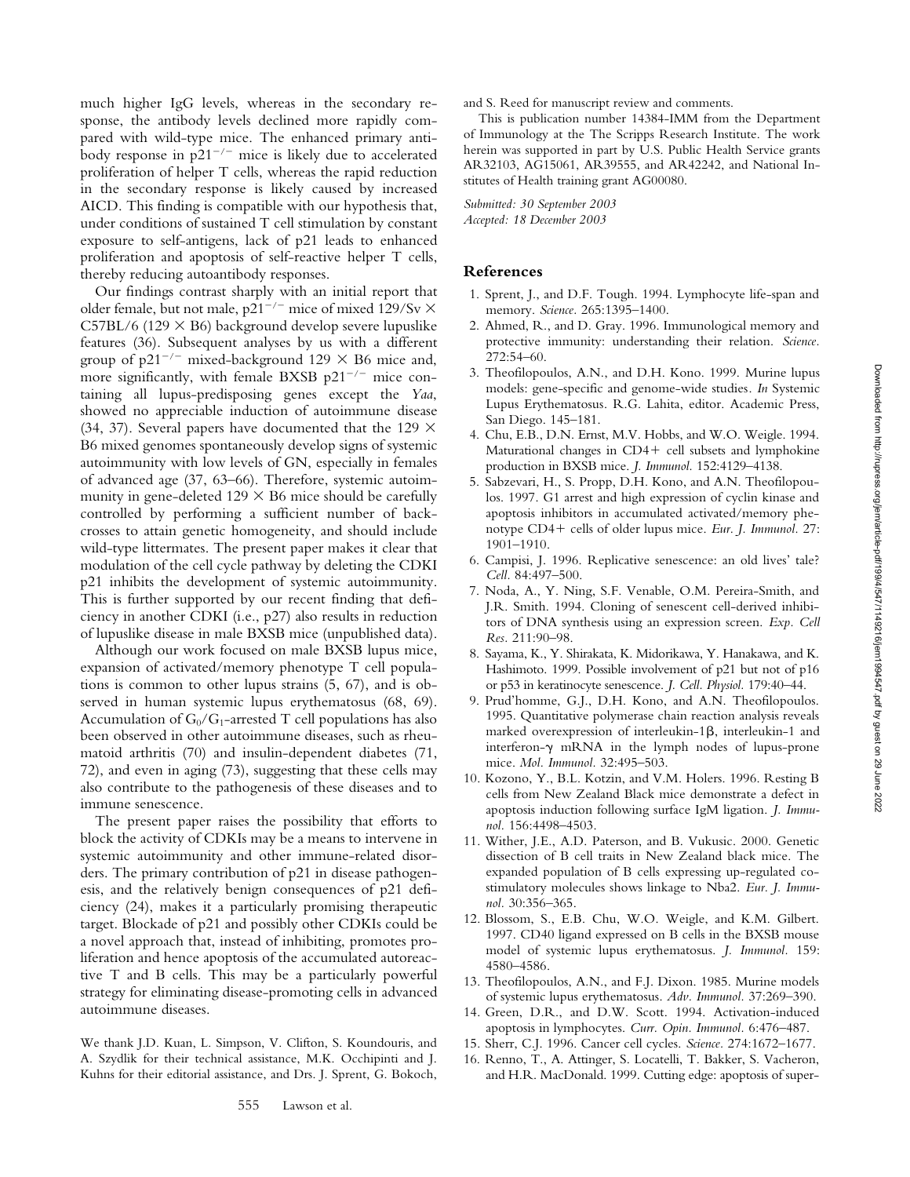much higher IgG levels, whereas in the secondary response, the antibody levels declined more rapidly compared with wild-type mice. The enhanced primary antibody response in $p21^{-/-}$ mice is likely due to accelerated proliferation of helper T cells, whereas the rapid reduction in the secondary response is likely caused by increased AICD. This finding is compatible with our hypothesis that, under conditions of sustained T cell stimulation by constant exposure to self-antigens, lack of p21 leads to enhanced proliferation and apoptosis of self-reactive helper T cells, thereby reducing autoantibody responses.

Our findings contrast sharply with an initial report that older female, but not male, $p21^{-/-}$ mice of mixed 129/Sv × C57BL/6 (129 × B6) background develop severe lupuslike features (36). Subsequent analyses by us with a different group of $p21^{-/-}$ mixed-background 129 × B6 mice and, more significantly, with female BXSB $p21^{-/-}$ mice containing all lupus-predisposing genes except the *Yaa*, showed no appreciable induction of autoimmune disease (34, 37). Several papers have documented that the 129 × B6 mixed genomes spontaneously develop signs of systemic autoimmunity with low levels of GN, especially in females of advanced age (37, 63–66). Therefore, systemic autoimmunity in gene-deleted 129 × B6 mice should be carefully controlled by performing a sufficient number of backcrosses to attain genetic homogeneity, and should include wild-type littermates. The present paper makes it clear that modulation of the cell cycle pathway by deleting the CDKI p21 inhibits the development of systemic autoimmunity. This is further supported by our recent finding that deficiency in another CDKI (i.e., p27) also results in reduction of lupuslike disease in male BXSB mice (unpublished data).

Although our work focused on male BXSB lupus mice, expansion of activated/memory phenotype T cell populations is common to other lupus strains (5, 67), and is observed in human systemic lupus erythematosus (68, 69). Accumulation of $G_0/G_1$-arrested T cell populations has also been observed in other autoimmune diseases, such as rheumatoid arthritis (70) and insulin-dependent diabetes (71, 72), and even in aging (73), suggesting that these cells may also contribute to the pathogenesis of these diseases and to immune senescence.

The present paper raises the possibility that efforts to block the activity of CDKIs may be a means to intervene in systemic autoimmunity and other immune-related disorders. The primary contribution of p21 in disease pathogenesis, and the relatively benign consequences of p21 deficiency (24), makes it a particularly promising therapeutic target. Blockade of p21 and possibly other CDKIs could be a novel approach that, instead of inhibiting, promotes proliferation and hence apoptosis of the accumulated autoreactive T and B cells. This may be a particularly powerful strategy for eliminating disease-promoting cells in advanced autoimmune diseases.

We thank J.D. Kuan, L. Simpson, V. Clifton, S. Koundouris, and A. Szydlik for their technical assistance, M.K. Occhipinti and J. Kuhns for their editorial assistance, and Drs. J. Sprent, G. Bokoch, and S. Reed for manuscript review and comments.

This is publication number 14384-IMM from the Department of Immunology at the The Scripps Research Institute. The work herein was supported in part by U.S. Public Health Service grants AR32103, AG15061, AR39555, and AR42242, and National Institutes of Health training grant AG00080.

*Submitted: 30 September 2003*
*Accepted: 18 December 2003*

## References

1. Sprent, J., and D.F. Tough. 1994. Lymphocyte life-span and memory. *Science*. 265:1395–1400.
2. Ahmed, R., and D. Gray. 1996. Immunological memory and protective immunity: understanding their relation. *Science*. 272:54–60.
3. Theofilopoulos, A.N., and D.H. Kono. 1999. Murine lupus models: gene-specific and genome-wide studies. *In* Systemic Lupus Erythematosus. R.G. Lahita, editor. Academic Press, San Diego. 145–181.
4. Chu, E.B., D.N. Ernst, M.V. Hobbs, and W.O. Weigle. 1994. Maturational changes in CD4+ cell subsets and lymphokine production in BXSB mice. *J. Immunol.* 152:4129–4138.
5. Sabzevari, H., S. Propp, D.H. Kono, and A.N. Theofilopoulos. 1997. G1 arrest and high expression of cyclin kinase and apoptosis inhibitors in accumulated activated/memory phenotype CD4+ cells of older lupus mice. *Eur. J. Immunol.* 27: 1901–1910.
6. Campisi, J. 1996. Replicative senescence: an old lives' tale? *Cell*. 84:497–500.
7. Noda, A., Y. Ning, S.F. Venable, O.M. Pereira-Smith, and J.R. Smith. 1994. Cloning of senescent cell-derived inhibitors of DNA synthesis using an expression screen. *Exp. Cell Res.* 211:90–98.
8. Sayama, K., Y. Shirakata, K. Midorikawa, Y. Hanakawa, and K. Hashimoto. 1999. Possible involvement of p21 but not of p16 or p53 in keratinocyte senescence. *J. Cell. Physiol.* 179:40–44.
9. Prud'homme, G.J., D.H. Kono, and A.N. Theofilopoulos. 1995. Quantitative polymerase chain reaction analysis reveals marked overexpression of interleukin-1β, interleukin-1 and interferon-γ mRNA in the lymph nodes of lupus-prone mice. *Mol. Immunol.* 32:495–503.
10. Kozono, Y., B.L. Kotzin, and V.M. Holers. 1996. Resting B cells from New Zealand Black mice demonstrate a defect in apoptosis induction following surface IgM ligation. *J. Immunol.* 156:4498–4503.
11. Wither, J.E., A.D. Paterson, and B. Vukusic. 2000. Genetic dissection of B cell traits in New Zealand black mice. The expanded population of B cells expressing up-regulated costimulatory molecules shows linkage to Nba2. *Eur. J. Immunol.* 30:356–365.
12. Blossom, S., E.B. Chu, W.O. Weigle, and K.M. Gilbert. 1997. CD40 ligand expressed on B cells in the BXSB mouse model of systemic lupus erythematosus. *J. Immunol.* 159: 4580–4586.
13. Theofilopoulos, A.N., and F.J. Dixon. 1985. Murine models of systemic lupus erythematosus. *Adv. Immunol.* 37:269–390.
14. Green, D.R., and D.W. Scott. 1994. Activation-induced apoptosis in lymphocytes. *Curr. Opin. Immunol.* 6:476–487.
15. Sherr, C.J. 1996. Cancer cell cycles. *Science*. 274:1672–1677.
16. Renno, T., A. Attinger, S. Locatelli, T. Bakker, S. Vacheron, and H.R. MacDonald. 1999. Cutting edge: apoptosis of super-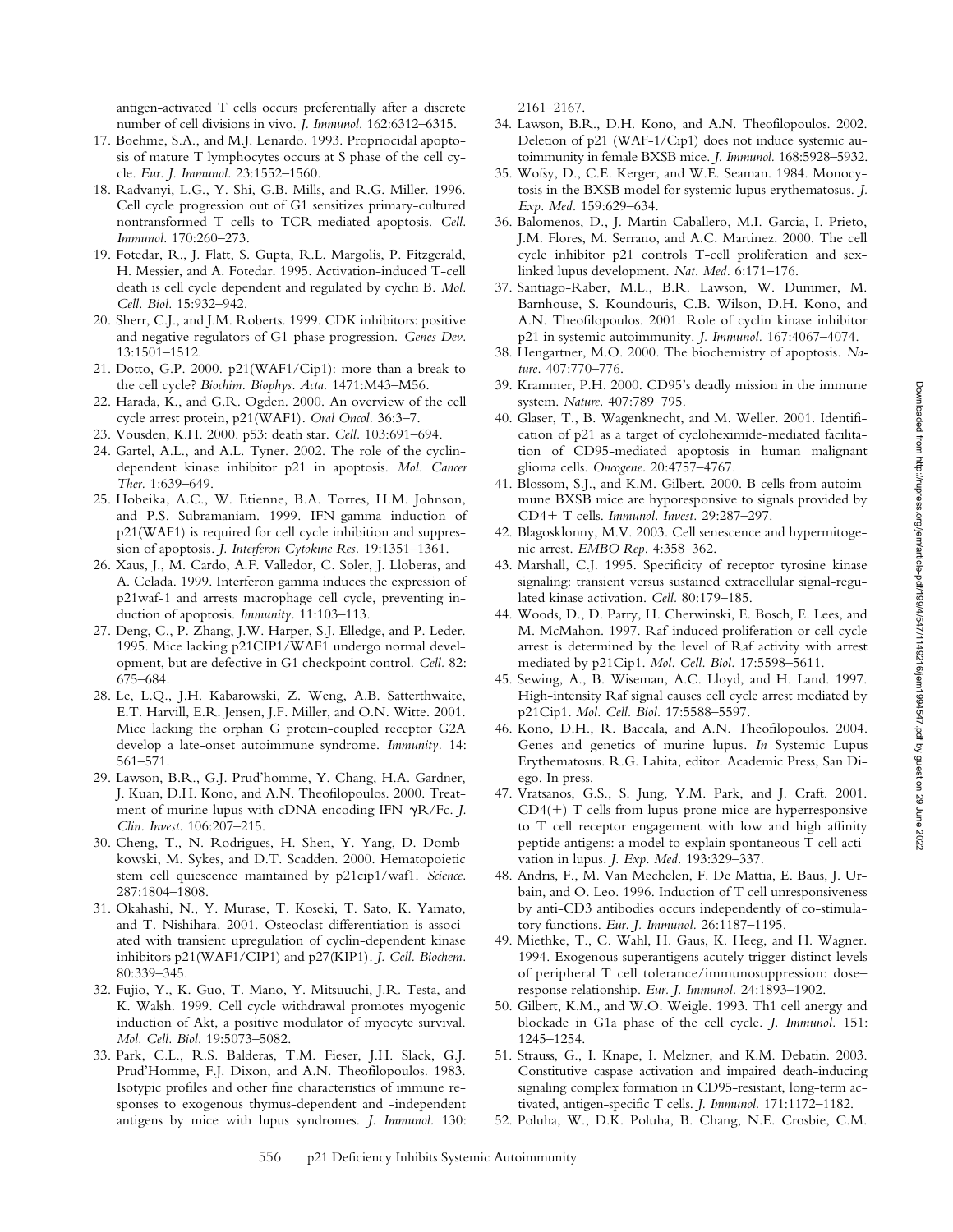antigen-activated T cells occurs preferentially after a discrete number of cell divisions in vivo. *J. Immunol.* 162:6312–6315.

17. Boehme, S.A., and M.J. Lenardo. 1993. Propriocidal apoptosis of mature T lymphocytes occurs at S phase of the cell cycle. *Eur. J. Immunol.* 23:1552–1560.
18. Radvanyi, L.G., Y. Shi, G.B. Mills, and R.G. Miller. 1996. Cell cycle progression out of G1 sensitizes primary-cultured nontransformed T cells to TCR-mediated apoptosis. *Cell. Immunol.* 170:260–273.
19. Fotedar, R., J. Flatt, S. Gupta, R.L. Margolis, P. Fitzgerald, H. Messier, and A. Fotedar. 1995. Activation-induced T-cell death is cell cycle dependent and regulated by cyclin B. *Mol. Cell. Biol.* 15:932–942.
20. Sherr, C.J., and J.M. Roberts. 1999. CDK inhibitors: positive and negative regulators of G1-phase progression. *Genes Dev.* 13:1501–1512.
21. Dotto, G.P. 2000. p21(WAF1/Cip1): more than a break to the cell cycle? *Biochim. Biophys. Acta.* 1471:M43–M56.
22. Harada, K., and G.R. Ogden. 2000. An overview of the cell cycle arrest protein, p21(WAF1). *Oral Oncol.* 36:3–7.
23. Vousden, K.H. 2000. p53: death star. *Cell.* 103:691–694.
24. Gartel, A.L., and A.L. Tyner. 2002. The role of the cyclin-dependent kinase inhibitor p21 in apoptosis. *Mol. Cancer Ther.* 1:639–649.
25. Hobeika, A.C., W. Etienne, B.A. Torres, H.M. Johnson, and P.S. Subramaniam. 1999. IFN-gamma induction of p21(WAF1) is required for cell cycle inhibition and suppression of apoptosis. *J. Interferon Cytokine Res.* 19:1351–1361.
26. Xaus, J., M. Cardo, A.F. Valledor, C. Soler, J. Lloberas, and A. Celada. 1999. Interferon gamma induces the expression of p21waf-1 and arrests macrophage cell cycle, preventing induction of apoptosis. *Immunity.* 11:103–113.
27. Deng, C., P. Zhang, J.W. Harper, S.J. Elledge, and P. Leder. 1995. Mice lacking p21CIP1/WAF1 undergo normal development, but are defective in G1 checkpoint control. *Cell.* 82: 675–684.
28. Le, L.Q., J.H. Kabarowski, Z. Weng, A.B. Satterthwaite, E.T. Harvill, E.R. Jensen, J.F. Miller, and O.N. Witte. 2001. Mice lacking the orphan G protein-coupled receptor G2A develop a late-onset autoimmune syndrome. *Immunity.* 14: 561–571.
29. Lawson, B.R., G.J. Prud'homme, Y. Chang, H.A. Gardner, J. Kuan, D.H. Kono, and A.N. Theofilopoulos. 2000. Treatment of murine lupus with cDNA encoding IFN-γR/Fc. *J. Clin. Invest.* 106:207–215.
30. Cheng, T., N. Rodrigues, H. Shen, Y. Yang, D. Dombkowski, M. Sykes, and D.T. Scadden. 2000. Hematopoietic stem cell quiescence maintained by p21cip1/waf1. *Science.* 287:1804–1808.
31. Okahashi, N., Y. Murase, T. Koseki, T. Sato, K. Yamato, and T. Nishihara. 2001. Osteoclast differentiation is associated with transient upregulation of cyclin-dependent kinase inhibitors p21(WAF1/CIP1) and p27(KIP1). *J. Cell. Biochem.* 80:339–345.
32. Fujio, Y., K. Guo, T. Mano, Y. Mitsuuchi, J.R. Testa, and K. Walsh. 1999. Cell cycle withdrawal promotes myogenic induction of Akt, a positive modulator of myocyte survival. *Mol. Cell. Biol.* 19:5073–5082.
33. Park, C.L., R.S. Balderas, T.M. Fieser, J.H. Slack, G.J. Prud'Homme, F.J. Dixon, and A.N. Theofilopoulos. 1983. Isotypic profiles and other fine characteristics of immune responses to exogenous thymus-dependent and -independent antigens by mice with lupus syndromes. *J. Immunol.* 130: 2161–2167.
34. Lawson, B.R., D.H. Kono, and A.N. Theofilopoulos. 2002. Deletion of p21 (WAF-1/Cip1) does not induce systemic autoimmunity in female BXSB mice. *J. Immunol.* 168:5928–5932.
35. Wofsy, D., C.E. Kerger, and W.E. Seaman. 1984. Monocytosis in the BXSB model for systemic lupus erythematosus. *J. Exp. Med.* 159:629–634.
36. Balomenos, D., J. Martin-Caballero, M.I. Garcia, I. Prieto, J.M. Flores, M. Serrano, and A.C. Martinez. 2000. The cell cycle inhibitor p21 controls T-cell proliferation and sex-linked lupus development. *Nat. Med.* 6:171–176.
37. Santiago-Raber, M.L., B.R. Lawson, W. Dummer, M. Barnhouse, S. Koundouris, C.B. Wilson, D.H. Kono, and A.N. Theofilopoulos. 2001. Role of cyclin kinase inhibitor p21 in systemic autoimmunity. *J. Immunol.* 167:4067–4074.
38. Hengartner, M.O. 2000. The biochemistry of apoptosis. *Nature.* 407:770–776.
39. Krammer, P.H. 2000. CD95's deadly mission in the immune system. *Nature.* 407:789–795.
40. Glaser, T., B. Wagenknecht, and M. Weller. 2001. Identification of p21 as a target of cycloheximide-mediated facilitation of CD95-mediated apoptosis in human malignant glioma cells. *Oncogene.* 20:4757–4767.
41. Blossom, S.J., and K.M. Gilbert. 2000. B cells from autoimmune BXSB mice are hyporesponsive to signals provided by CD4+ T cells. *Immunol. Invest.* 29:287–297.
42. Blagosklonny, M.V. 2003. Cell senescence and hypermitogenic arrest. *EMBO Rep.* 4:358–362.
43. Marshall, C.J. 1995. Specificity of receptor tyrosine kinase signaling: transient versus sustained extracellular signal-regulated kinase activation. *Cell.* 80:179–185.
44. Woods, D., D. Parry, H. Cherwinski, E. Bosch, E. Lees, and M. McMahon. 1997. Raf-induced proliferation or cell cycle arrest is determined by the level of Raf activity with arrest mediated by p21Cip1. *Mol. Cell. Biol.* 17:5598–5611.
45. Sewing, A., B. Wiseman, A.C. Lloyd, and H. Land. 1997. High-intensity Raf signal causes cell cycle arrest mediated by p21Cip1. *Mol. Cell. Biol.* 17:5588–5597.
46. Kono, D.H., R. Baccala, and A.N. Theofilopoulos. 2004. Genes and genetics of murine lupus. *In* Systemic Lupus Erythematosus. R.G. Lahita, editor. Academic Press, San Diego. In press.
47. Vratsanos, G.S., S. Jung, Y.M. Park, and J. Craft. 2001. CD4(+) T cells from lupus-prone mice are hyperresponsive to T cell receptor engagement with low and high affinity peptide antigens: a model to explain spontaneous T cell activation in lupus. *J. Exp. Med.* 193:329–337.
48. Andris, F., M. Van Mechelen, F. De Mattia, E. Baus, J. Urbain, and O. Leo. 1996. Induction of T cell unresponsiveness by anti-CD3 antibodies occurs independently of co-stimulatory functions. *Eur. J. Immunol.* 26:1187–1195.
49. Miethke, T., C. Wahl, H. Gaus, K. Heeg, and H. Wagner. 1994. Exogenous superantigens acutely trigger distinct levels of peripheral T cell tolerance/immunosuppression: dose–response relationship. *Eur. J. Immunol.* 24:1893–1902.
50. Gilbert, K.M., and W.O. Weigle. 1993. Th1 cell anergy and blockade in G1a phase of the cell cycle. *J. Immunol.* 151: 1245–1254.
51. Strauss, G., I. Knape, I. Melzner, and K.M. Debatin. 2003. Constitutive caspase activation and impaired death-inducing signaling complex formation in CD95-resistant, long-term activated, antigen-specific T cells. *J. Immunol.* 171:1172–1182.
52. Poluha, W., D.K. Poluha, B. Chang, N.E. Crosbie, C.M.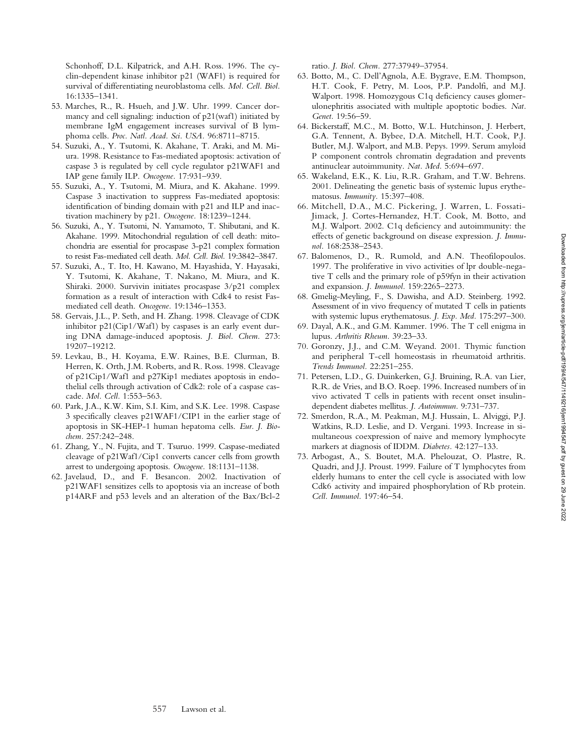Schonhoff, D.L. Kilpatrick, and A.H. Ross. 1996. The cyclin-dependent kinase inhibitor p21 (WAF1) is required for survival of differentiating neuroblastoma cells. *Mol. Cell. Biol.* 16:1335–1341.

53. Marches, R., R. Hsueh, and J.W. Uhr. 1999. Cancer dormancy and cell signaling: induction of p21(waf1) initiated by membrane IgM engagement increases survival of B lymphoma cells. *Proc. Natl. Acad. Sci. USA.* 96:8711–8715.
54. Suzuki, A., Y. Tsutomi, K. Akahane, T. Araki, and M. Miura. 1998. Resistance to Fas-mediated apoptosis: activation of caspase 3 is regulated by cell cycle regulator p21WAF1 and IAP gene family ILP. *Oncogene.* 17:931–939.
55. Suzuki, A., Y. Tsutomi, M. Miura, and K. Akahane. 1999. Caspase 3 inactivation to suppress Fas-mediated apoptosis: identification of binding domain with p21 and ILP and inactivation machinery by p21. *Oncogene.* 18:1239–1244.
56. Suzuki, A., Y. Tsutomi, N. Yamamoto, T. Shibutani, and K. Akahane. 1999. Mitochondrial regulation of cell death: mitochondria are essential for procaspase 3-p21 complex formation to resist Fas-mediated cell death. *Mol. Cell. Biol.* 19:3842–3847.
57. Suzuki, A., T. Ito, H. Kawano, M. Hayashida, Y. Hayasaki, Y. Tsutomi, K. Akahane, T. Nakano, M. Miura, and K. Shiraki. 2000. Survivin initiates procaspase 3/p21 complex formation as a result of interaction with Cdk4 to resist Fas-mediated cell death. *Oncogene.* 19:1346–1353.
58. Gervais, J.L., P. Seth, and H. Zhang. 1998. Cleavage of CDK inhibitor p21(Cip1/Waf1) by caspases is an early event during DNA damage-induced apoptosis. *J. Biol. Chem.* 273: 19207–19212.
59. Levkau, B., H. Koyama, E.W. Raines, B.E. Clurman, B. Herren, K. Orth, J.M. Roberts, and R. Ross. 1998. Cleavage of p21Cip1/Waf1 and p27Kip1 mediates apoptosis in endothelial cells through activation of Cdk2: role of a caspase cascade. *Mol. Cell.* 1:553–563.
60. Park, J.A., K.W. Kim, S.I. Kim, and S.K. Lee. 1998. Caspase 3 specifically cleaves p21WAF1/CIP1 in the earlier stage of apoptosis in SK-HEP-1 human hepatoma cells. *Eur. J. Biochem.* 257:242–248.
61. Zhang, Y., N. Fujita, and T. Tsuruo. 1999. Caspase-mediated cleavage of p21Waf1/Cip1 converts cancer cells from growth arrest to undergoing apoptosis. *Oncogene.* 18:1131–1138.
62. Javelaud, D., and F. Besancon. 2002. Inactivation of p21WAF1 sensitizes cells to apoptosis via an increase of both p14ARF and p53 levels and an alteration of the Bax/Bcl-2 ratio. *J. Biol. Chem.* 277:37949–37954.
63. Botto, M., C. Dell'Agnola, A.E. Bygrave, E.M. Thompson, H.T. Cook, F. Petry, M. Loos, P.P. Pandolfi, and M.J. Walport. 1998. Homozygous C1q deficiency causes glomerulonephritis associated with multiple apoptotic bodies. *Nat. Genet.* 19:56–59.
64. Bickerstaff, M.C., M. Botto, W.L. Hutchinson, J. Herbert, G.A. Tennent, A. Bybee, D.A. Mitchell, H.T. Cook, P.J. Butler, M.J. Walport, and M.B. Pepys. 1999. Serum amyloid P component controls chromatin degradation and prevents antinuclear autoimmunity. *Nat. Med.* 5:694–697.
65. Wakeland, E.K., K. Liu, R.R. Graham, and T.W. Behrens. 2001. Delineating the genetic basis of systemic lupus erythematosus. *Immunity.* 15:397–408.
66. Mitchell, D.A., M.C. Pickering, J. Warren, L. Fossati-Jimack, J. Cortes-Hernandez, H.T. Cook, M. Botto, and M.J. Walport. 2002. C1q deficiency and autoimmunity: the effects of genetic background on disease expression. *J. Immunol.* 168:2538–2543.
67. Balomenos, D., R. Rumold, and A.N. Theofilopoulos. 1997. The proliferative in vivo activities of lpr double-negative T cells and the primary role of p59fyn in their activation and expansion. *J. Immunol.* 159:2265–2273.
68. Gmelig-Meyling, F., S. Dawisha, and A.D. Steinberg. 1992. Assessment of in vivo frequency of mutated T cells in patients with systemic lupus erythematosus. *J. Exp. Med.* 175:297–300.
69. Dayal, A.K., and G.M. Kammer. 1996. The T cell enigma in lupus. *Arthritis Rheum.* 39:23–33.
70. Goronzy, J.J., and C.M. Weyand. 2001. Thymic function and peripheral T-cell homeostasis in rheumatoid arthritis. *Trends Immunol.* 22:251–255.
71. Petersen, L.D., G. Duinkerken, G.J. Bruining, R.A. van Lier, R.R. de Vries, and B.O. Roep. 1996. Increased numbers of in vivo activated T cells in patients with recent onset insulin-dependent diabetes mellitus. *J. Autoimmun.* 9:731–737.
72. Smerdon, R.A., M. Peakman, M.J. Hussain, L. Alviggi, P.J. Watkins, R.D. Leslie, and D. Vergani. 1993. Increase in simultaneous coexpression of naive and memory lymphocyte markers at diagnosis of IDDM. *Diabetes.* 42:127–133.
73. Arbogast, A., S. Boutet, M.A. Phelouzat, O. Plastre, R. Quadri, and J.J. Proust. 1999. Failure of T lymphocytes from elderly humans to enter the cell cycle is associated with low Cdk6 activity and impaired phosphorylation of Rb protein. *Cell. Immunol.* 197:46–54.